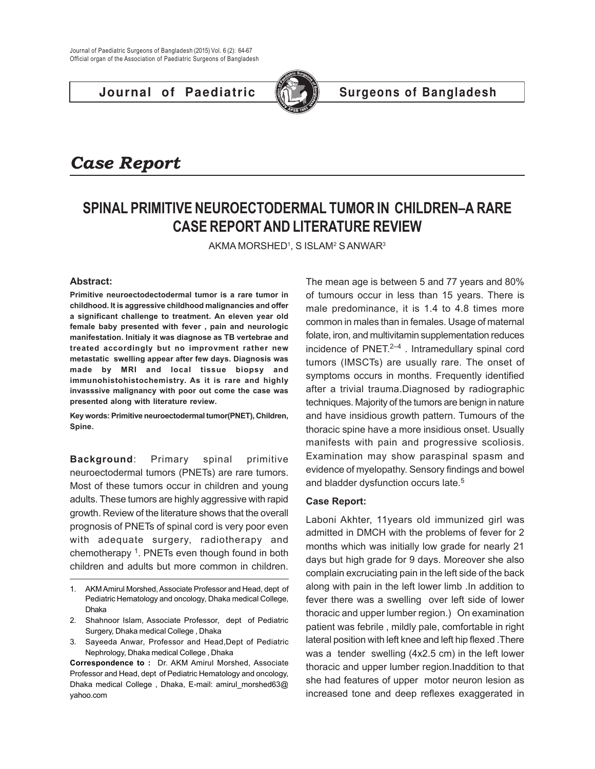# Case Report

## SPINAL PRIMITIVE NEUROECTODERMAL TUMOR IN CHILDREN–A RARE CASE REPORT AND LITERATURE REVIEW

AKMA MORSHED[1], S ISLAM[2] S ANWAR[3]

### Abstract:

**Primitive neuroectodectodermal tumor is a rare tumor in childhood. It is aggressive childhood malignancies and offer a significant challenge to treatment. An eleven year old female baby presented with fever , pain and neurologic manifestation. Initialy it was diagnose as TB vertebrae and treated accordingly but no improvment rather new metastatic swelling appear after few days. Diagnosis was made by MRI and local tissue biopsy and immunohistohistochemistry. As it is rare and highly invasssive malignancy with poor out come the case was presented along with literature review.**

**Key words: Primitive neuroectodermal tumor(PNET), Children, Spine.**

**Background**: Primary spinal primitive neuroectodermal tumors (PNETs) are rare tumors. Most of these tumors occur in children and young adults. These tumors are highly aggressive with rapid growth. Review of the literature shows that the overall prognosis of PNETs of spinal cord is very poor even with adequate surgery, radiotherapy and chemotherapy [1]. PNETs even though found in both children and adults but more common in children. The mean age is between 5 and 77 years and 80% of tumours occur in less than 15 years. There is male predominance, it is 1.4 to 4.8 times more common in males than in females. Usage of maternal folate, iron, and multivitamin supplementation reduces incidence of PNET.[2–4] . Intramedullary spinal cord tumors (IMSCTs) are usually rare. The onset of symptoms occurs in months. Frequently identified after a trivial trauma.Diagnosed by radiographic techniques. Majority of the tumors are benign in nature and have insidious growth pattern. Tumours of the thoracic spine have a more insidious onset. Usually manifests with pain and progressive scoliosis. Examination may show paraspinal spasm and evidence of myelopathy. Sensory findings and bowel and bladder dysfunction occurs late.[5]

### Case Report:

Laboni Akhter, 11years old immunized girl was admitted in DMCH with the problems of fever for 2 months which was initially low grade for nearly 21 days but high grade for 9 days. Moreover she also complain excruciating pain in the left side of the back along with pain in the left lower limb .In addition to fever there was a swelling over left side of lower thoracic and upper lumber region.) On examination patient was febrile , mildly pale, comfortable in right lateral position with left knee and left hip flexed .There was a tender swelling (4x2.5 cm) in the left lower thoracic and upper lumber region.Inaddition to that she had features of upper motor neuron lesion as increased tone and deep reflexes exaggerated in

---

1. AKM Amirul Morshed, Associate Professor and Head, dept of Pediatric Hematology and oncology, Dhaka medical College, Dhaka
2. Shahnoor Islam, Associate Professor, dept of Pediatric Surgery, Dhaka medical College , Dhaka
3. Sayeeda Anwar, Professor and Head,Dept of Pediatric Nephrology, Dhaka medical College , Dhaka

**Correspondence to :** Dr. AKM Amirul Morshed, Associate Professor and Head, dept of Pediatric Hematology and oncology, Dhaka medical College , Dhaka, E-mail: amirul_morshed63@yahoo.com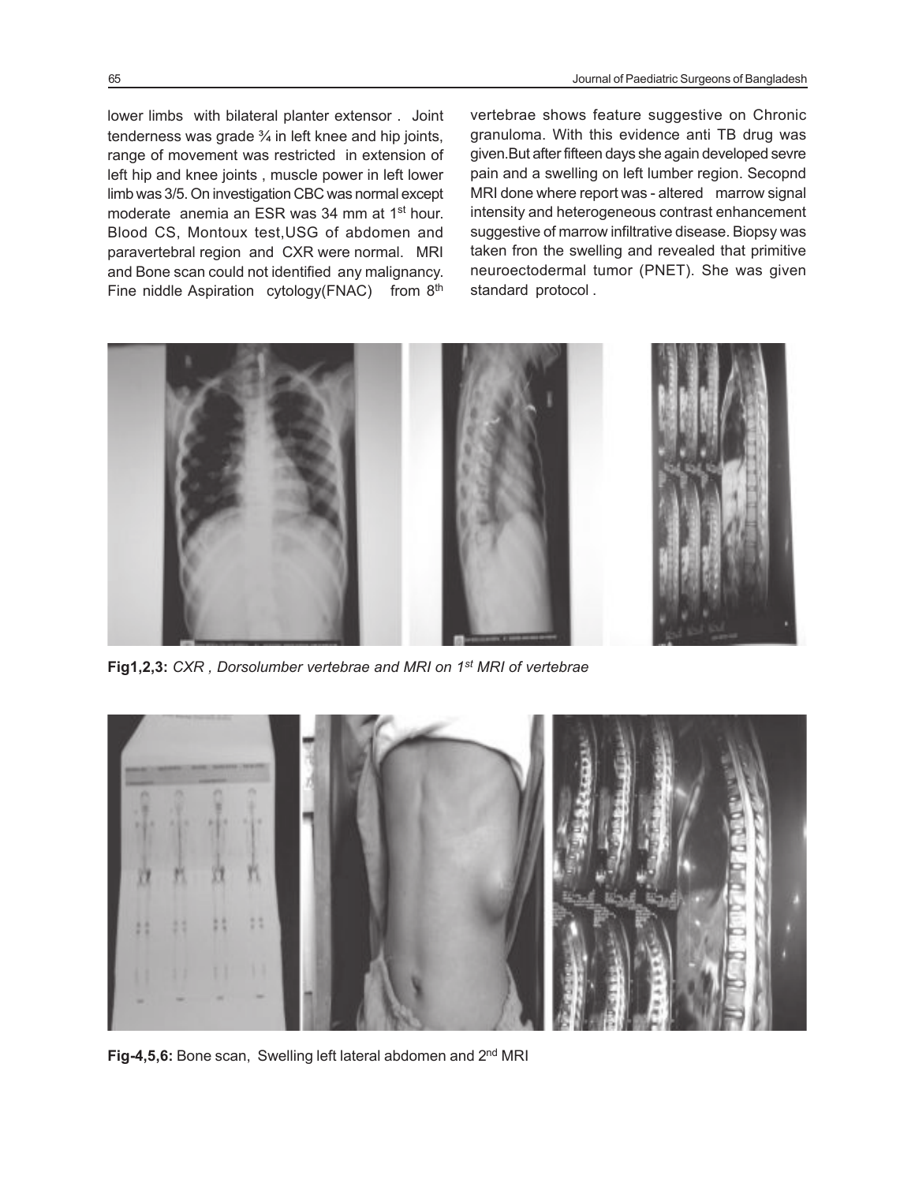lower limbs with bilateral planter extensor . Joint tenderness was grade ¾ in left knee and hip joints, range of movement was restricted in extension of left hip and knee joints , muscle power in left lower limb was 3/5. On investigation CBC was normal except moderate anemia an ESR was 34 mm at 1st hour. Blood CS, Montoux test,USG of abdomen and paravertebral region and CXR were normal. MRI and Bone scan could not identified any malignancy. Fine niddle Aspiration cytology(FNAC) from 8th vertebrae shows feature suggestive on Chronic granuloma. With this evidence anti TB drug was given.But after fifteen days she again developed sevre pain and a swelling on left lumber region. Secopnd MRI done where report was - altered marrow signal intensity and heterogeneous contrast enhancement suggestive of marrow infiltrative disease. Biopsy was taken fron the swelling and revealed that primitive neuroectodermal tumor (PNET). She was given standard protocol .

**Fig1,2,3:** *CXR , Dorsolumber vertebrae and MRI on 1st MRI of vertebrae*

**Fig-4,5,6:** Bone scan, Swelling left lateral abdomen and 2nd MRI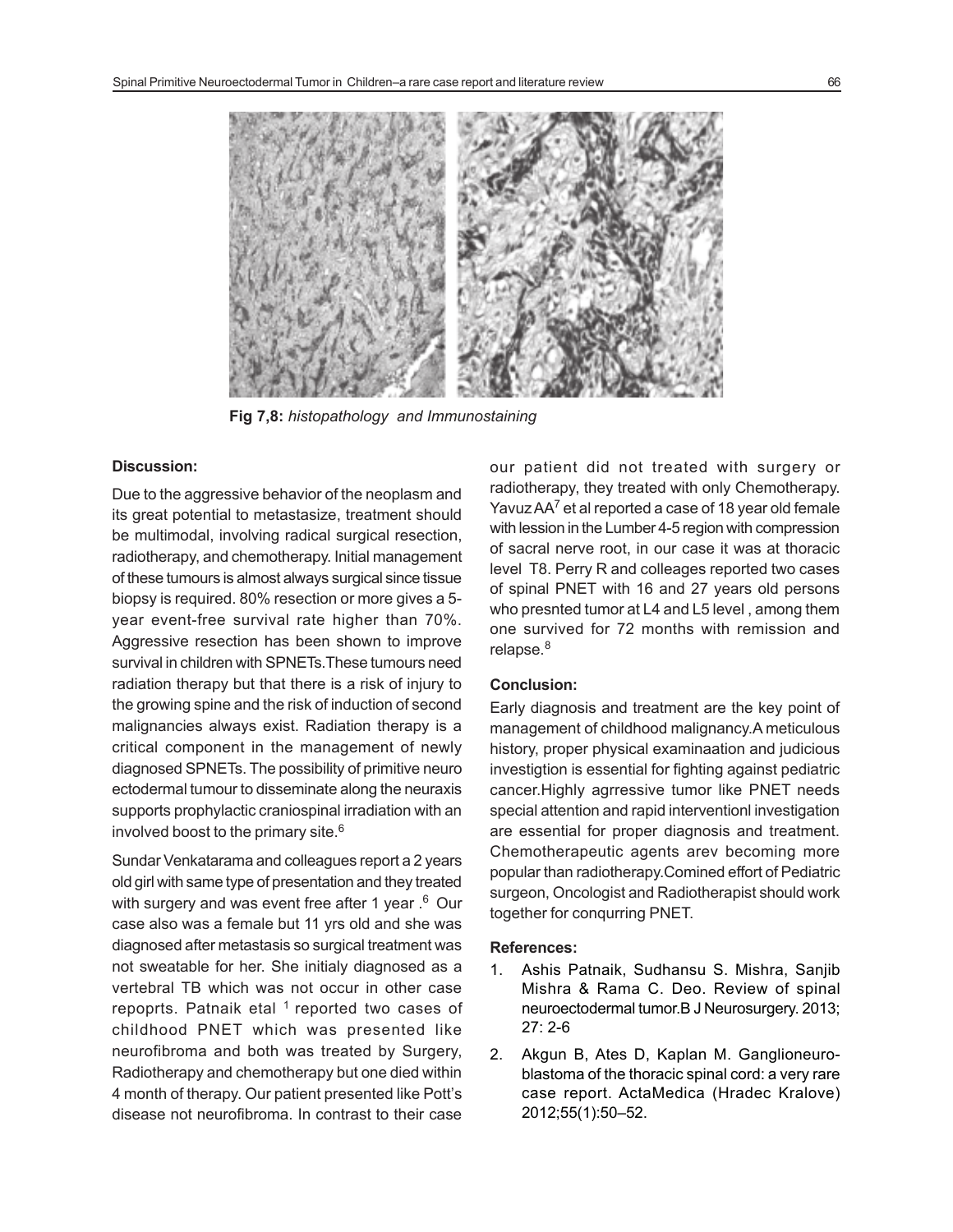**Fig 7,8:** *histopathology and Immunostaining*

**Discussion:**

Due to the aggressive behavior of the neoplasm and its great potential to metastasize, treatment should be multimodal, involving radical surgical resection, radiotherapy, and chemotherapy. Initial management of these tumours is almost always surgical since tissue biopsy is required. 80% resection or more gives a 5-year event-free survival rate higher than 70%. Aggressive resection has been shown to improve survival in children with SPNETs.These tumours need radiation therapy but that there is a risk of injury to the growing spine and the risk of induction of second malignancies always exist. Radiation therapy is a critical component in the management of newly diagnosed SPNETs. The possibility of primitive neuro ectodermal tumour to disseminate along the neuraxis supports prophylactic craniospinal irradiation with an involved boost to the primary site.[6]

Sundar Venkatarama and colleagues report a 2 years old girl with same type of presentation and they treated with surgery and was event free after 1 year .[6] Our case also was a female but 11 yrs old and she was diagnosed after metastasis so surgical treatment was not sweatable for her. She initialy diagnosed as a vertebral TB which was not occur in other case repoprts. Patnaik etal [1] reported two cases of childhood PNET which was presented like neurofibroma and both was treated by Surgery, Radiotherapy and chemotherapy but one died within 4 month of therapy. Our patient presented like Pott's disease not neurofibroma. In contrast to their case our patient did not treated with surgery or radiotherapy, they treated with only Chemotherapy. Yavuz AA[7] et al reported a case of 18 year old female with lession in the Lumber 4-5 region with compression of sacral nerve root, in our case it was at thoracic level T8. Perry R and colleages reported two cases of spinal PNET with 16 and 27 years old persons who presnted tumor at L4 and L5 level , among them one survived for 72 months with remission and relapse.[8]

**Conclusion:**

Early diagnosis and treatment are the key point of management of childhood malignancy.A meticulous history, proper physical examinaation and judicious investigtion is essential for fighting against pediatric cancer.Highly agrressive tumor like PNET needs special attention and rapid interventionl investigation are essential for proper diagnosis and treatment. Chemotherapeutic agents arev becoming more popular than radiotherapy.Comined effort of Pediatric surgeon, Oncologist and Radiotherapist should work together for conqurring PNET.

**References:**

1. Ashis Patnaik, Sudhansu S. Mishra, Sanjib Mishra & Rama C. Deo. Review of spinal neuroectodermal tumor.B J Neurosurgery. 2013; 27: 2-6
2. Akgun B, Ates D, Kaplan M. Ganglioneuroblastoma of the thoracic spinal cord: a very rare case report. ActaMedica (Hradec Kralove) 2012;55(1):50–52.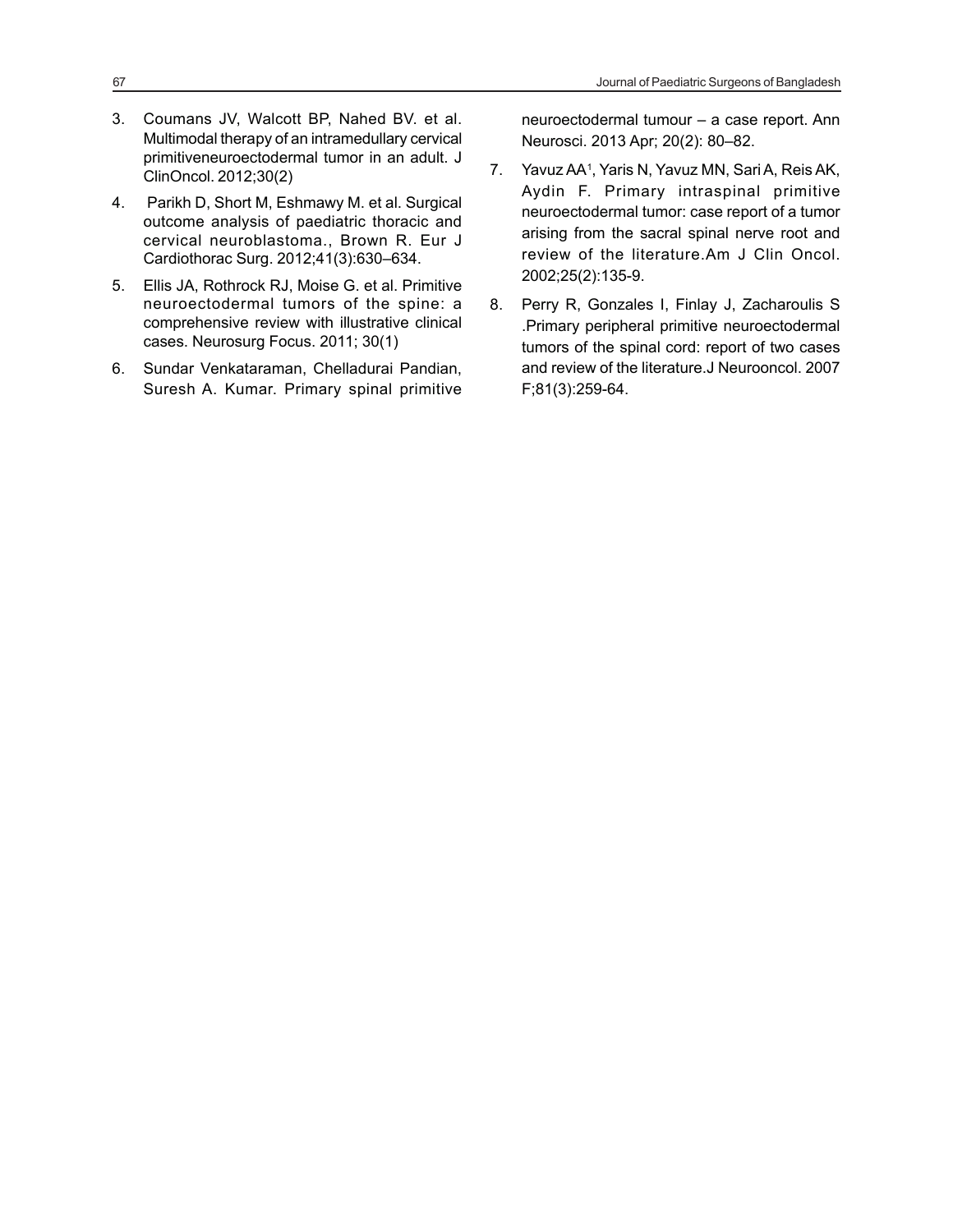3. Coumans JV, Walcott BP, Nahed BV. et al. Multimodal therapy of an intramedullary cervical primitiveneuroectodermal tumor in an adult. J ClinOncol. 2012;30(2)
4. Parikh D, Short M, Eshmawy M. et al. Surgical outcome analysis of paediatric thoracic and cervical neuroblastoma., Brown R. Eur J Cardiothorac Surg. 2012;41(3):630–634.
5. Ellis JA, Rothrock RJ, Moise G. et al. Primitive neuroectodermal tumors of the spine: a comprehensive review with illustrative clinical cases. Neurosurg Focus. 2011; 30(1)
6. Sundar Venkataraman, Chelladurai Pandian, Suresh A. Kumar. Primary spinal primitive neuroectodermal tumour – a case report. Ann Neurosci. 2013 Apr; 20(2): 80–82.
7. Yavuz AA[1], Yaris N, Yavuz MN, Sari A, Reis AK, Aydin F. Primary intraspinal primitive neuroectodermal tumor: case report of a tumor arising from the sacral spinal nerve root and review of the literature.Am J Clin Oncol. 2002;25(2):135-9.
8. Perry R, Gonzales I, Finlay J, Zacharoulis S .Primary peripheral primitive neuroectodermal tumors of the spinal cord: report of two cases and review of the literature.J Neurooncol. 2007 F;81(3):259-64.